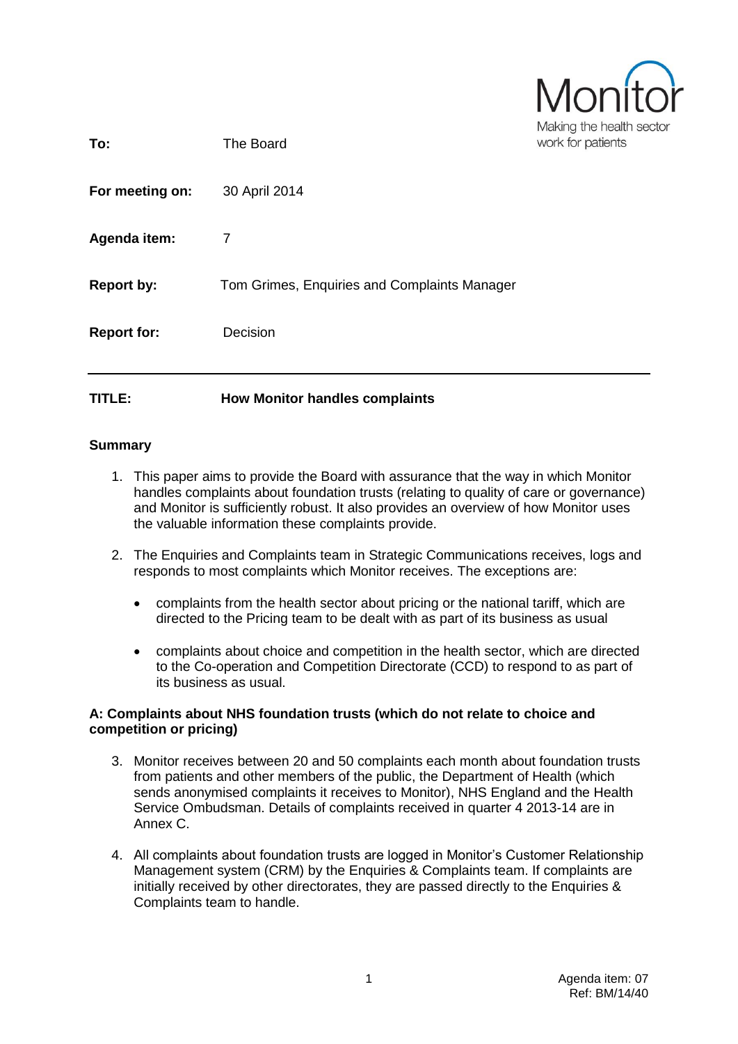Monitor

Making the health sector work for patients

**To:** The Board

**For meeting on:** 30 April 2014

**Agenda item:** 7

**Report by:** Tom Grimes, Enquiries and Complaints Manager

**Report for:** Decision

---

**TITLE:** **How Monitor handles complaints**

## Summary

1. This paper aims to provide the Board with assurance that the way in which Monitor handles complaints about foundation trusts (relating to quality of care or governance) and Monitor is sufficiently robust. It also provides an overview of how Monitor uses the valuable information these complaints provide.

2. The Enquiries and Complaints team in Strategic Communications receives, logs and responds to most complaints which Monitor receives. The exceptions are:

   - complaints from the health sector about pricing or the national tariff, which are directed to the Pricing team to be dealt with as part of its business as usual

   - complaints about choice and competition in the health sector, which are directed to the Co-operation and Competition Directorate (CCD) to respond to as part of its business as usual.

## A: Complaints about NHS foundation trusts (which do not relate to choice and competition or pricing)

3. Monitor receives between 20 and 50 complaints each month about foundation trusts from patients and other members of the public, the Department of Health (which sends anonymised complaints it receives to Monitor), NHS England and the Health Service Ombudsman. Details of complaints received in quarter 4 2013-14 are in Annex C.

4. All complaints about foundation trusts are logged in Monitor's Customer Relationship Management system (CRM) by the Enquiries & Complaints team. If complaints are initially received by other directorates, they are passed directly to the Enquiries & Complaints team to handle.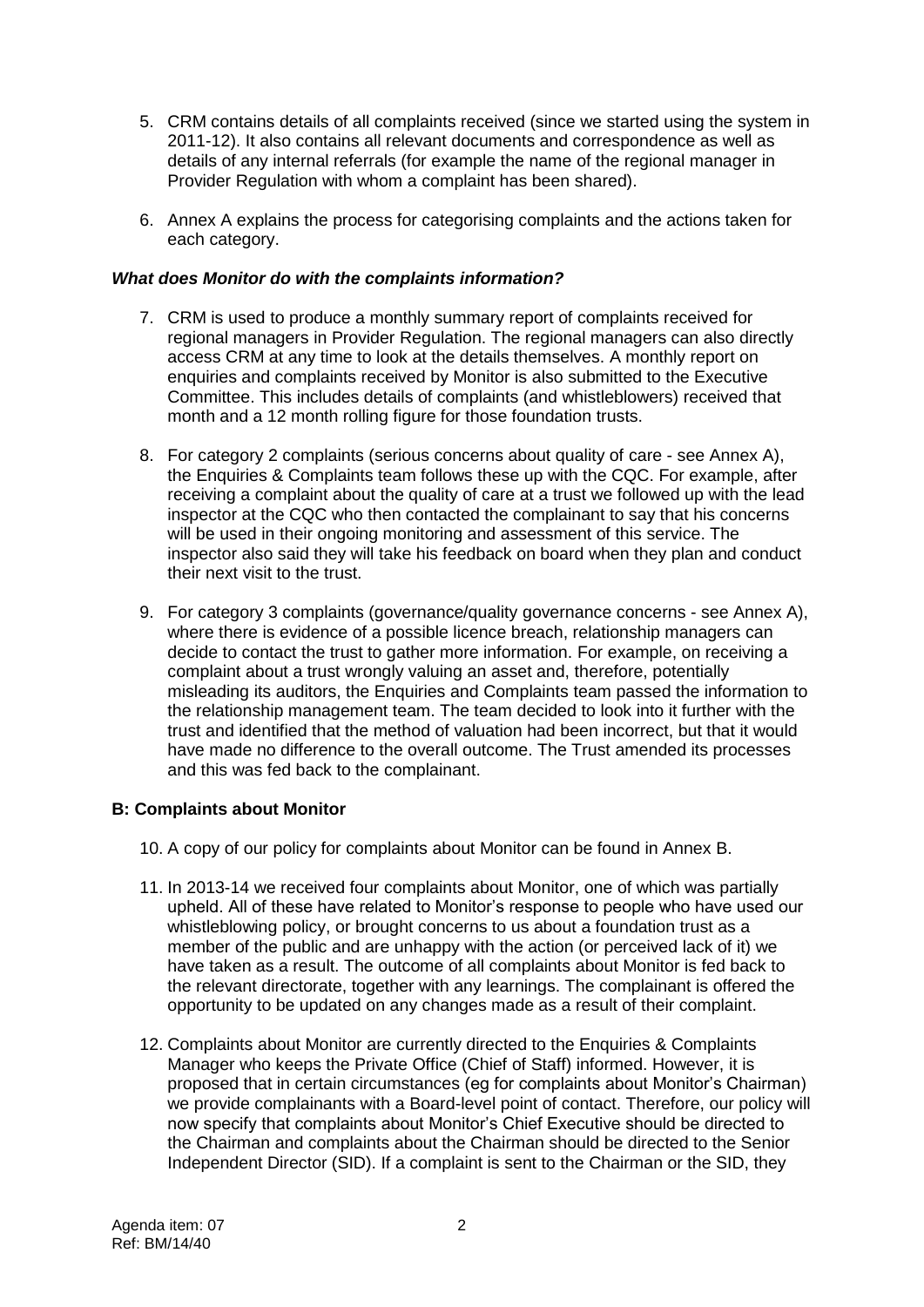5. CRM contains details of all complaints received (since we started using the system in 2011-12). It also contains all relevant documents and correspondence as well as details of any internal referrals (for example the name of the regional manager in Provider Regulation with whom a complaint has been shared).

6. Annex A explains the process for categorising complaints and the actions taken for each category.

***What does Monitor do with the complaints information?***

7. CRM is used to produce a monthly summary report of complaints received for regional managers in Provider Regulation. The regional managers can also directly access CRM at any time to look at the details themselves. A monthly report on enquiries and complaints received by Monitor is also submitted to the Executive Committee. This includes details of complaints (and whistleblowers) received that month and a 12 month rolling figure for those foundation trusts.

8. For category 2 complaints (serious concerns about quality of care - see Annex A), the Enquiries & Complaints team follows these up with the CQC. For example, after receiving a complaint about the quality of care at a trust we followed up with the lead inspector at the CQC who then contacted the complainant to say that his concerns will be used in their ongoing monitoring and assessment of this service. The inspector also said they will take his feedback on board when they plan and conduct their next visit to the trust.

9. For category 3 complaints (governance/quality governance concerns - see Annex A), where there is evidence of a possible licence breach, relationship managers can decide to contact the trust to gather more information. For example, on receiving a complaint about a trust wrongly valuing an asset and, therefore, potentially misleading its auditors, the Enquiries and Complaints team passed the information to the relationship management team. The team decided to look into it further with the trust and identified that the method of valuation had been incorrect, but that it would have made no difference to the overall outcome. The Trust amended its processes and this was fed back to the complainant.

**B: Complaints about Monitor**

10. A copy of our policy for complaints about Monitor can be found in Annex B.

11. In 2013-14 we received four complaints about Monitor, one of which was partially upheld. All of these have related to Monitor's response to people who have used our whistleblowing policy, or brought concerns to us about a foundation trust as a member of the public and are unhappy with the action (or perceived lack of it) we have taken as a result. The outcome of all complaints about Monitor is fed back to the relevant directorate, together with any learnings. The complainant is offered the opportunity to be updated on any changes made as a result of their complaint.

12. Complaints about Monitor are currently directed to the Enquiries & Complaints Manager who keeps the Private Office (Chief of Staff) informed. However, it is proposed that in certain circumstances (eg for complaints about Monitor's Chairman) we provide complainants with a Board-level point of contact. Therefore, our policy will now specify that complaints about Monitor's Chief Executive should be directed to the Chairman and complaints about the Chairman should be directed to the Senior Independent Director (SID). If a complaint is sent to the Chairman or the SID, they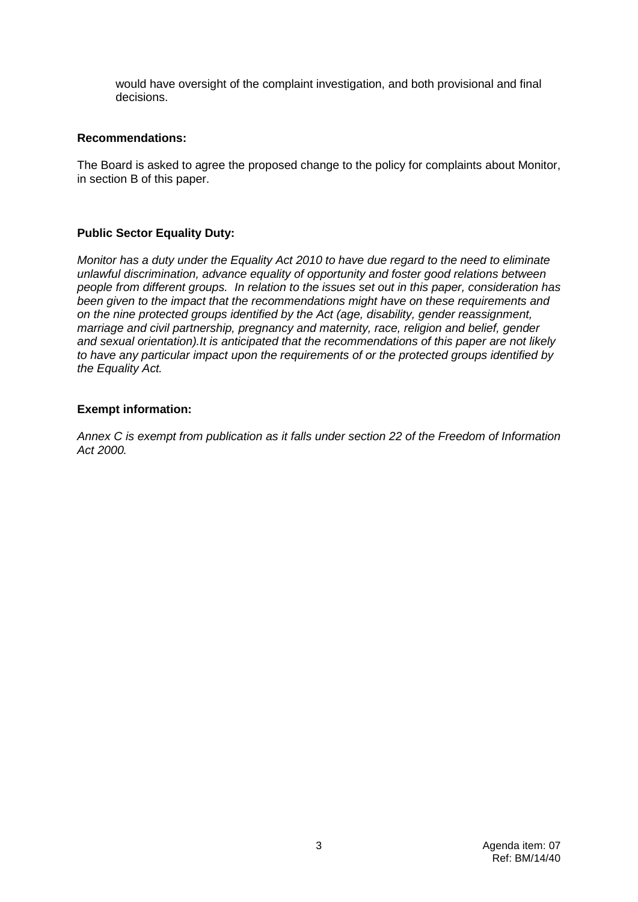would have oversight of the complaint investigation, and both provisional and final decisions.

**Recommendations:**

The Board is asked to agree the proposed change to the policy for complaints about Monitor, in section B of this paper.

**Public Sector Equality Duty:**

*Monitor has a duty under the Equality Act 2010 to have due regard to the need to eliminate unlawful discrimination, advance equality of opportunity and foster good relations between people from different groups. In relation to the issues set out in this paper, consideration has been given to the impact that the recommendations might have on these requirements and on the nine protected groups identified by the Act (age, disability, gender reassignment, marriage and civil partnership, pregnancy and maternity, race, religion and belief, gender and sexual orientation).It is anticipated that the recommendations of this paper are not likely to have any particular impact upon the requirements of or the protected groups identified by the Equality Act.*

**Exempt information:**

*Annex C is exempt from publication as it falls under section 22 of the Freedom of Information Act 2000.*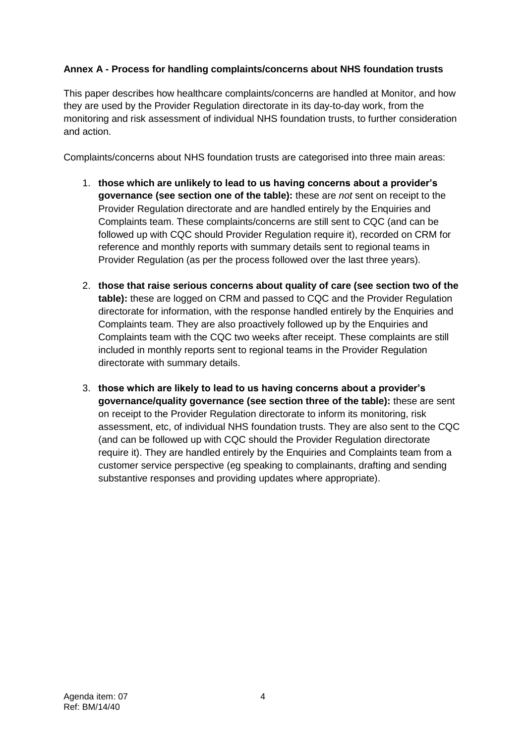**Annex A - Process for handling complaints/concerns about NHS foundation trusts**

This paper describes how healthcare complaints/concerns are handled at Monitor, and how they are used by the Provider Regulation directorate in its day-to-day work, from the monitoring and risk assessment of individual NHS foundation trusts, to further consideration and action.

Complaints/concerns about NHS foundation trusts are categorised into three main areas:

1. **those which are unlikely to lead to us having concerns about a provider's governance (see section one of the table):** these are *not* sent on receipt to the Provider Regulation directorate and are handled entirely by the Enquiries and Complaints team. These complaints/concerns are still sent to CQC (and can be followed up with CQC should Provider Regulation require it), recorded on CRM for reference and monthly reports with summary details sent to regional teams in Provider Regulation (as per the process followed over the last three years).

2. **those that raise serious concerns about quality of care (see section two of the table):** these are logged on CRM and passed to CQC and the Provider Regulation directorate for information, with the response handled entirely by the Enquiries and Complaints team. They are also proactively followed up by the Enquiries and Complaints team with the CQC two weeks after receipt. These complaints are still included in monthly reports sent to regional teams in the Provider Regulation directorate with summary details.

3. **those which are likely to lead to us having concerns about a provider's governance/quality governance (see section three of the table):** these are sent on receipt to the Provider Regulation directorate to inform its monitoring, risk assessment, etc, of individual NHS foundation trusts. They are also sent to the CQC (and can be followed up with CQC should the Provider Regulation directorate require it). They are handled entirely by the Enquiries and Complaints team from a customer service perspective (eg speaking to complainants, drafting and sending substantive responses and providing updates where appropriate).

Agenda item: 07
Ref: BM/14/40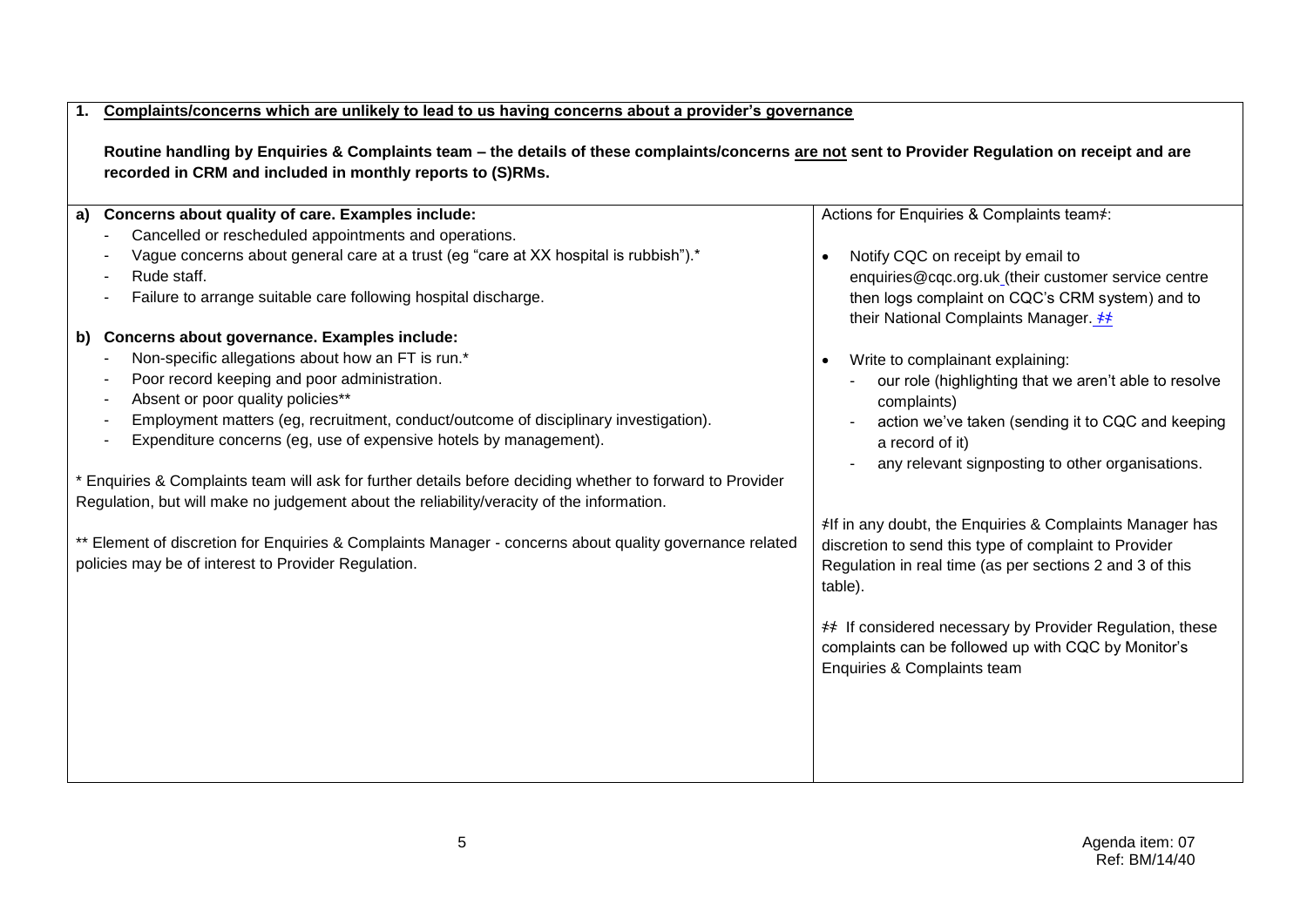| 1. **Complaints/concerns which are unlikely to lead to us having concerns about a provider's governance**<br><br>**Routine handling by Enquiries & Complaints team – the details of these complaints/concerns are not sent to Provider Regulation on receipt and are recorded in CRM and included in monthly reports to (S)RMs.** | |
|---|---|
| **a) Concerns about quality of care. Examples include:**<br>- Cancelled or rescheduled appointments and operations.<br>- Vague concerns about general care at a trust (eg "care at XX hospital is rubbish").*<br>- Rude staff.<br>- Failure to arrange suitable care following hospital discharge.<br><br>**b) Concerns about governance. Examples include:**<br>- Non-specific allegations about how an FT is run.*<br>- Poor record keeping and poor administration.<br>- Absent or poor quality policies**<br>- Employment matters (eg, recruitment, conduct/outcome of disciplinary investigation).<br>- Expenditure concerns (eg, use of expensive hotels by management).<br><br>* Enquiries & Complaints team will ask for further details before deciding whether to forward to Provider Regulation, but will make no judgement about the reliability/veracity of the information.<br><br>** Element of discretion for Enquiries & Complaints Manager - concerns about quality governance related policies may be of interest to Provider Regulation. | Actions for Enquiries & Complaints team≠:<br><br>• Notify CQC on receipt by email to enquiries@cqc.org.uk (their customer service centre then logs complaint on CQC's CRM system) and to their National Complaints Manager. ≠≠<br><br>• Write to complainant explaining:<br>- our role (highlighting that we aren't able to resolve complaints)<br>- action we've taken (sending it to CQC and keeping a record of it)<br>- any relevant signposting to other organisations.<br><br>≠If in any doubt, the Enquiries & Complaints Manager has discretion to send this type of complaint to Provider Regulation in real time (as per sections 2 and 3 of this table).<br><br>≠≠ If considered necessary by Provider Regulation, these complaints can be followed up with CQC by Monitor's Enquiries & Complaints team |

Agenda item: 07
Ref: BM/14/40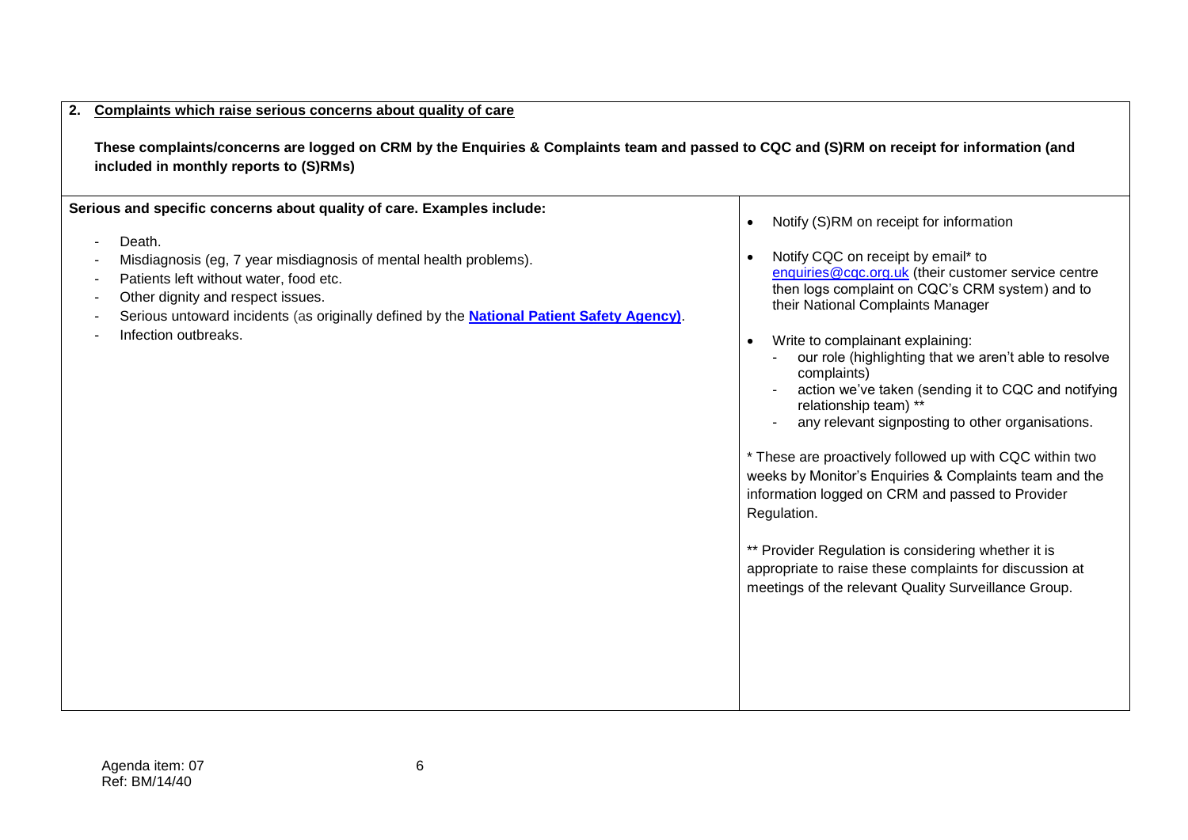## 2. Complaints which raise serious concerns about quality of care

**These complaints/concerns are logged on CRM by the Enquiries & Complaints team and passed to CQC and (S)RM on receipt for information (and included in monthly reports to (S)RMs)**

| Serious and specific concerns about quality of care. Examples include: | Action |
|---|---|
| - Death.<br>- Misdiagnosis (eg, 7 year misdiagnosis of mental health problems).<br>- Patients left without water, food etc.<br>- Other dignity and respect issues.<br>- Serious untoward incidents (as originally defined by the **National Patient Safety Agency)**.<br>- Infection outbreaks. | • Notify (S)RM on receipt for information<br><br>• Notify CQC on receipt by email* to enquiries@cqc.org.uk (their customer service centre then logs complaint on CQC's CRM system) and to their National Complaints Manager<br><br>• Write to complainant explaining:<br>- our role (highlighting that we aren't able to resolve complaints)<br>- action we've taken (sending it to CQC and notifying relationship team) **<br>- any relevant signposting to other organisations.<br><br>* These are proactively followed up with CQC within two weeks by Monitor's Enquiries & Complaints team and the information logged on CRM and passed to Provider Regulation.<br><br>** Provider Regulation is considering whether it is appropriate to raise these complaints for discussion at meetings of the relevant Quality Surveillance Group. |

Agenda item: 07
Ref: BM/14/40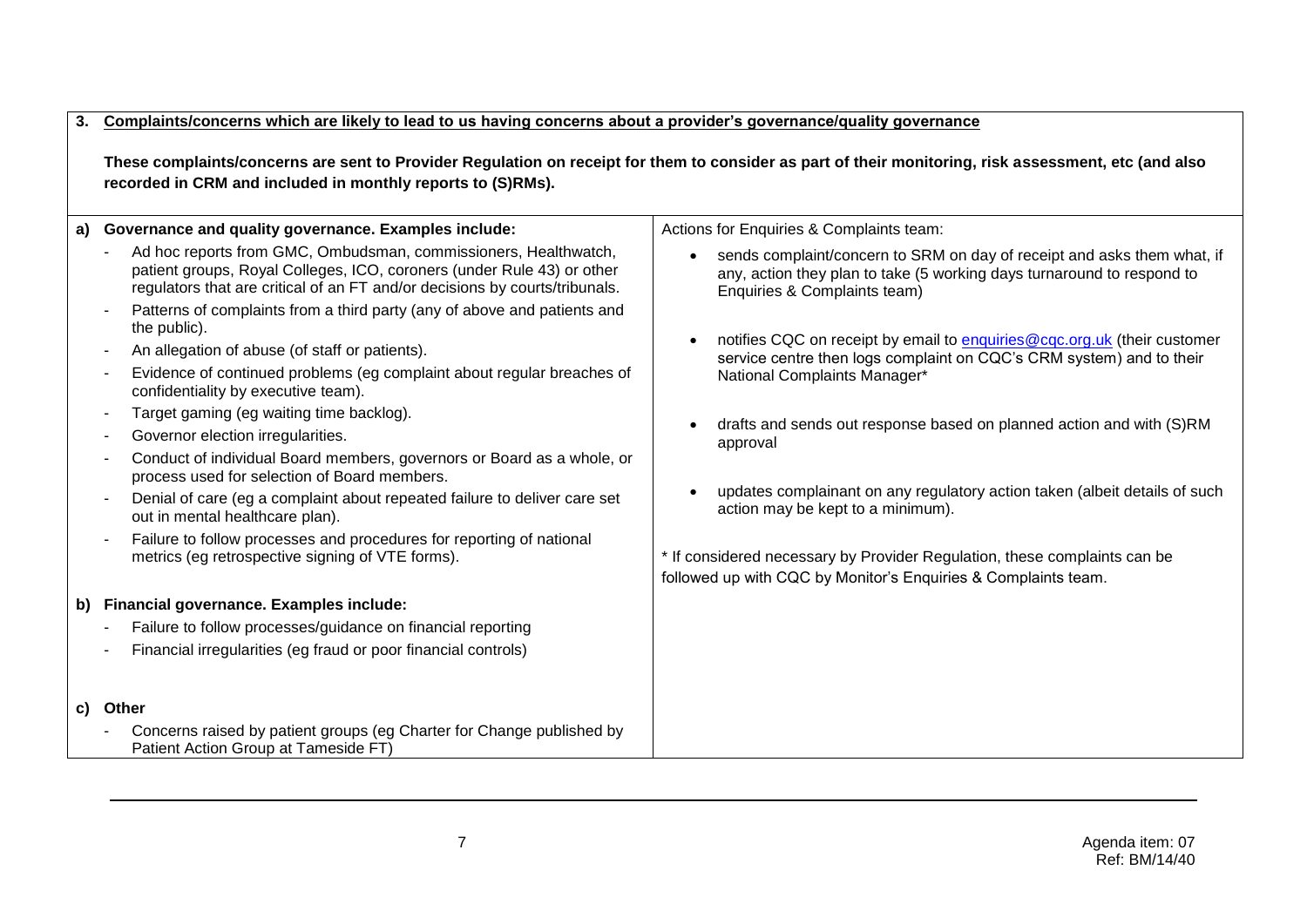| **3. Complaints/concerns which are likely to lead to us having concerns about a provider's governance/quality governance**<br><br>**These complaints/concerns are sent to Provider Regulation on receipt for them to consider as part of their monitoring, risk assessment, etc (and also recorded in CRM and included in monthly reports to (S)RMs).** | |
| --- | --- |
| **a) Governance and quality governance. Examples include:**<br>- Ad hoc reports from GMC, Ombudsman, commissioners, Healthwatch, patient groups, Royal Colleges, ICO, coroners (under Rule 43) or other regulators that are critical of an FT and/or decisions by courts/tribunals.<br>- Patterns of complaints from a third party (any of above and patients and the public).<br>- An allegation of abuse (of staff or patients).<br>- Evidence of continued problems (eg complaint about regular breaches of confidentiality by executive team).<br>- Target gaming (eg waiting time backlog).<br>- Governor election irregularities.<br>- Conduct of individual Board members, governors or Board as a whole, or process used for selection of Board members.<br>- Denial of care (eg a complaint about repeated failure to deliver care set out in mental healthcare plan).<br>- Failure to follow processes and procedures for reporting of national metrics (eg retrospective signing of VTE forms).<br><br>**b) Financial governance. Examples include:**<br>- Failure to follow processes/guidance on financial reporting<br>- Financial irregularities (eg fraud or poor financial controls)<br><br>**c) Other**<br>- Concerns raised by patient groups (eg Charter for Change published by Patient Action Group at Tameside FT) | Actions for Enquiries & Complaints team:<br>• sends complaint/concern to SRM on day of receipt and asks them what, if any, action they plan to take (5 working days turnaround to respond to Enquiries & Complaints team)<br>• notifies CQC on receipt by email to enquiries@cqc.org.uk (their customer service centre then logs complaint on CQC's CRM system) and to their National Complaints Manager*<br>• drafts and sends out response based on planned action and with (S)RM approval<br>• updates complainant on any regulatory action taken (albeit details of such action may be kept to a minimum).<br><br>* If considered necessary by Provider Regulation, these complaints can be followed up with CQC by Monitor's Enquiries & Complaints team. |

Agenda item: 07
Ref: BM/14/40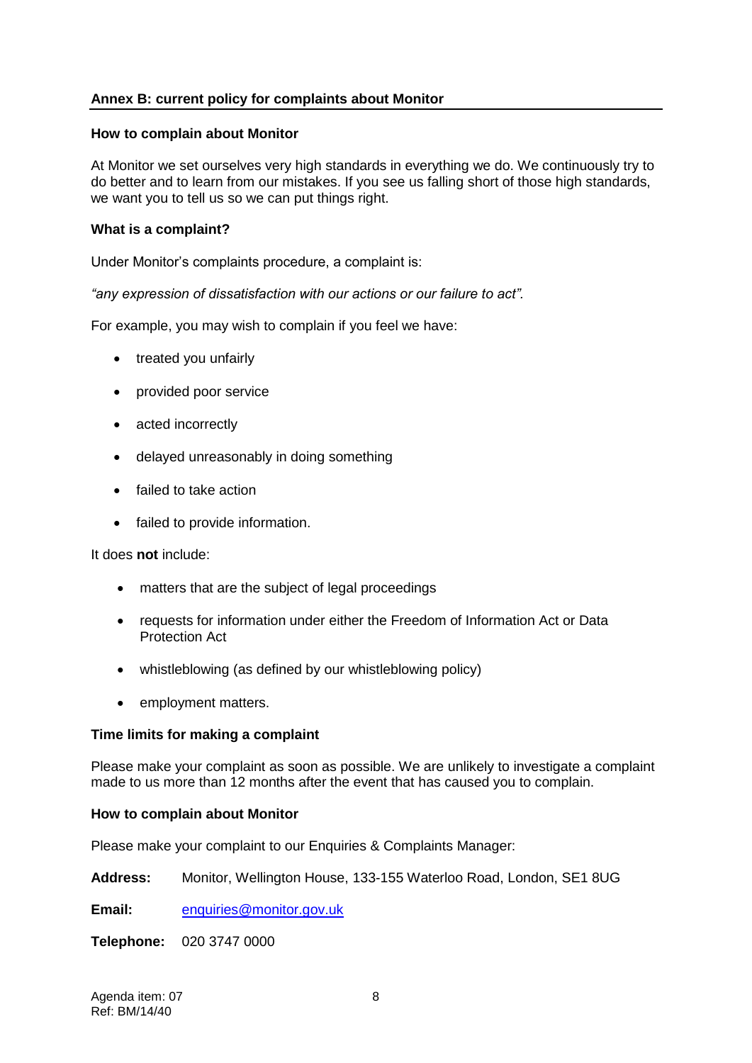## Annex B: current policy for complaints about Monitor

### How to complain about Monitor

At Monitor we set ourselves very high standards in everything we do. We continuously try to do better and to learn from our mistakes. If you see us falling short of those high standards, we want you to tell us so we can put things right.

### What is a complaint?

Under Monitor's complaints procedure, a complaint is:

*"any expression of dissatisfaction with our actions or our failure to act".*

For example, you may wish to complain if you feel we have:

- treated you unfairly
- provided poor service
- acted incorrectly
- delayed unreasonably in doing something
- failed to take action
- failed to provide information.

It does **not** include:

- matters that are the subject of legal proceedings
- requests for information under either the Freedom of Information Act or Data Protection Act
- whistleblowing (as defined by our whistleblowing policy)
- employment matters.

### Time limits for making a complaint

Please make your complaint as soon as possible. We are unlikely to investigate a complaint made to us more than 12 months after the event that has caused you to complain.

### How to complain about Monitor

Please make your complaint to our Enquiries & Complaints Manager:

**Address:** Monitor, Wellington House, 133-155 Waterloo Road, London, SE1 8UG

**Email:** enquiries@monitor.gov.uk

**Telephone:** 020 3747 0000

Agenda item: 07
Ref: BM/14/40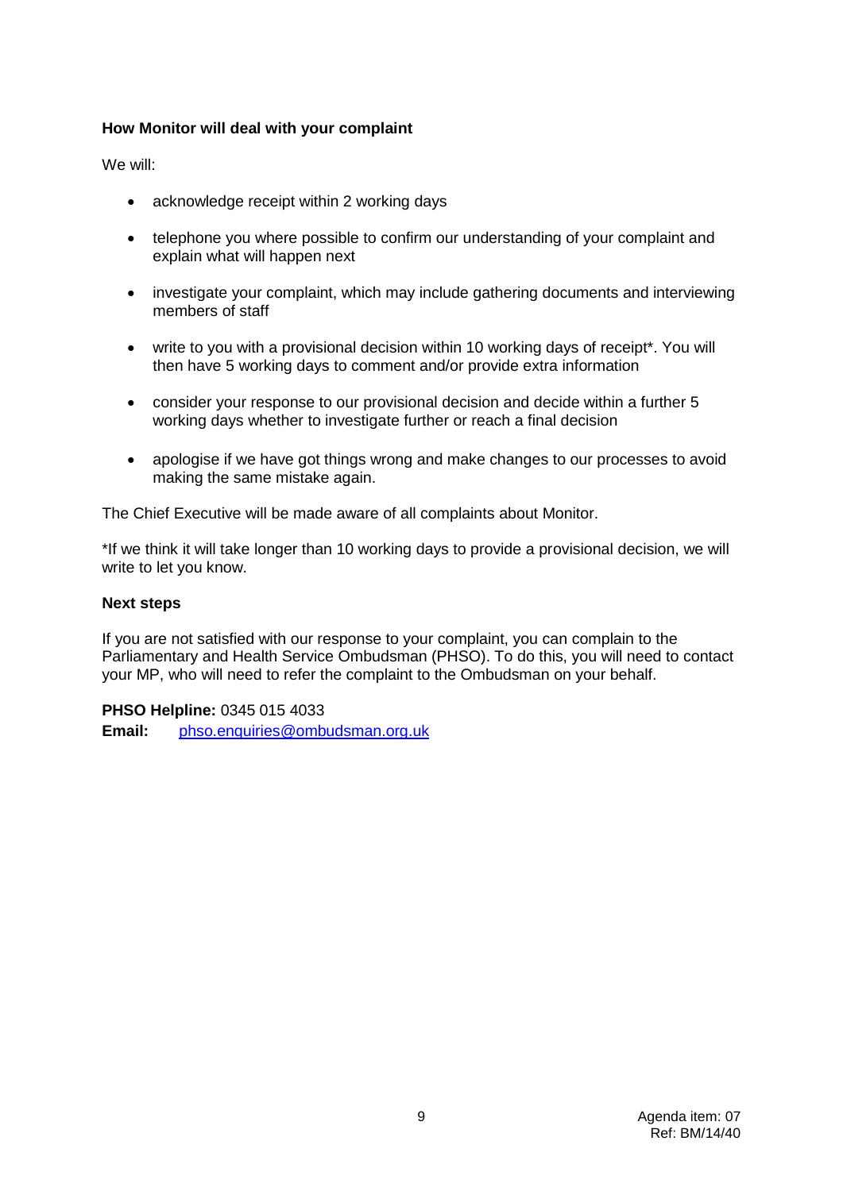**How Monitor will deal with your complaint**

We will:

- acknowledge receipt within 2 working days
- telephone you where possible to confirm our understanding of your complaint and explain what will happen next
- investigate your complaint, which may include gathering documents and interviewing members of staff
- write to you with a provisional decision within 10 working days of receipt*. You will then have 5 working days to comment and/or provide extra information
- consider your response to our provisional decision and decide within a further 5 working days whether to investigate further or reach a final decision
- apologise if we have got things wrong and make changes to our processes to avoid making the same mistake again.

The Chief Executive will be made aware of all complaints about Monitor.

*If we think it will take longer than 10 working days to provide a provisional decision, we will write to let you know.

**Next steps**

If you are not satisfied with our response to your complaint, you can complain to the Parliamentary and Health Service Ombudsman (PHSO). To do this, you will need to contact your MP, who will need to refer the complaint to the Ombudsman on your behalf.

**PHSO Helpline:** 0345 015 4033
**Email:** phso.enquiries@ombudsman.org.uk

Agenda item: 07
Ref: BM/14/40